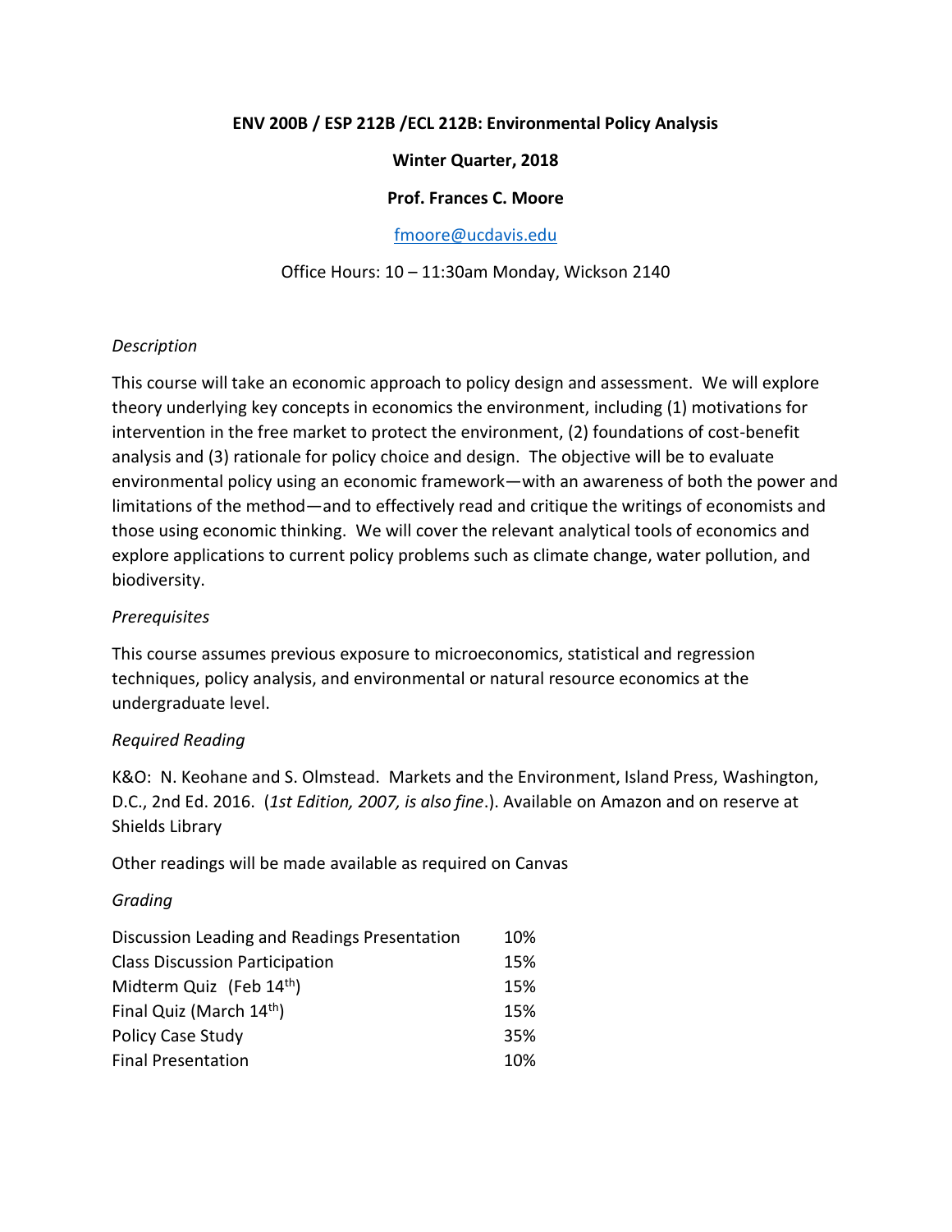**ENV 200B / ESP 212B /ECL 212B: Environmental Policy Analysis**

**Winter Quarter, 2018**

**Prof. Frances C. Moore**

fmoore@ucdavis.edu

Office Hours: 10 – 11:30am Monday, Wickson 2140

*Description*

This course will take an economic approach to policy design and assessment. We will explore theory underlying key concepts in economics the environment, including (1) motivations for intervention in the free market to protect the environment, (2) foundations of cost-benefit analysis and (3) rationale for policy choice and design. The objective will be to evaluate environmental policy using an economic framework—with an awareness of both the power and limitations of the method—and to effectively read and critique the writings of economists and those using economic thinking. We will cover the relevant analytical tools of economics and explore applications to current policy problems such as climate change, water pollution, and biodiversity.

*Prerequisites*

This course assumes previous exposure to microeconomics, statistical and regression techniques, policy analysis, and environmental or natural resource economics at the undergraduate level.

*Required Reading*

K&O: N. Keohane and S. Olmstead. Markets and the Environment, Island Press, Washington, D.C., 2nd Ed. 2016. (*1st Edition, 2007, is also fine*.). Available on Amazon and on reserve at Shields Library

Other readings will be made available as required on Canvas

*Grading*

| | |
|---|---|
| Discussion Leading and Readings Presentation | 10% |
| Class Discussion Participation | 15% |
| Midterm Quiz (Feb 14th) | 15% |
| Final Quiz (March 14th) | 15% |
| Policy Case Study | 35% |
| Final Presentation | 10% |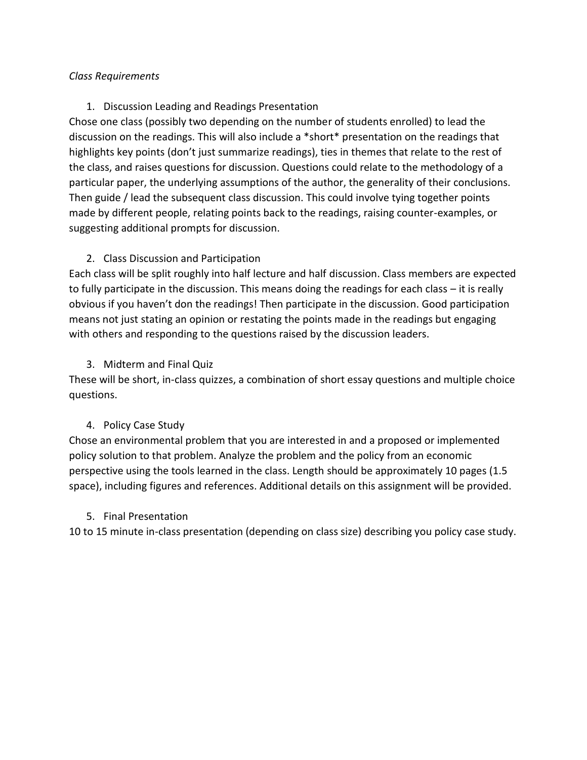*Class Requirements*

1. Discussion Leading and Readings Presentation

Chose one class (possibly two depending on the number of students enrolled) to lead the discussion on the readings. This will also include a *short* presentation on the readings that highlights key points (don't just summarize readings), ties in themes that relate to the rest of the class, and raises questions for discussion. Questions could relate to the methodology of a particular paper, the underlying assumptions of the author, the generality of their conclusions. Then guide / lead the subsequent class discussion. This could involve tying together points made by different people, relating points back to the readings, raising counter-examples, or suggesting additional prompts for discussion.

2. Class Discussion and Participation

Each class will be split roughly into half lecture and half discussion. Class members are expected to fully participate in the discussion. This means doing the readings for each class – it is really obvious if you haven't don the readings! Then participate in the discussion. Good participation means not just stating an opinion or restating the points made in the readings but engaging with others and responding to the questions raised by the discussion leaders.

3. Midterm and Final Quiz

These will be short, in-class quizzes, a combination of short essay questions and multiple choice questions.

4. Policy Case Study

Chose an environmental problem that you are interested in and a proposed or implemented policy solution to that problem. Analyze the problem and the policy from an economic perspective using the tools learned in the class. Length should be approximately 10 pages (1.5 space), including figures and references. Additional details on this assignment will be provided.

5. Final Presentation

10 to 15 minute in-class presentation (depending on class size) describing you policy case study.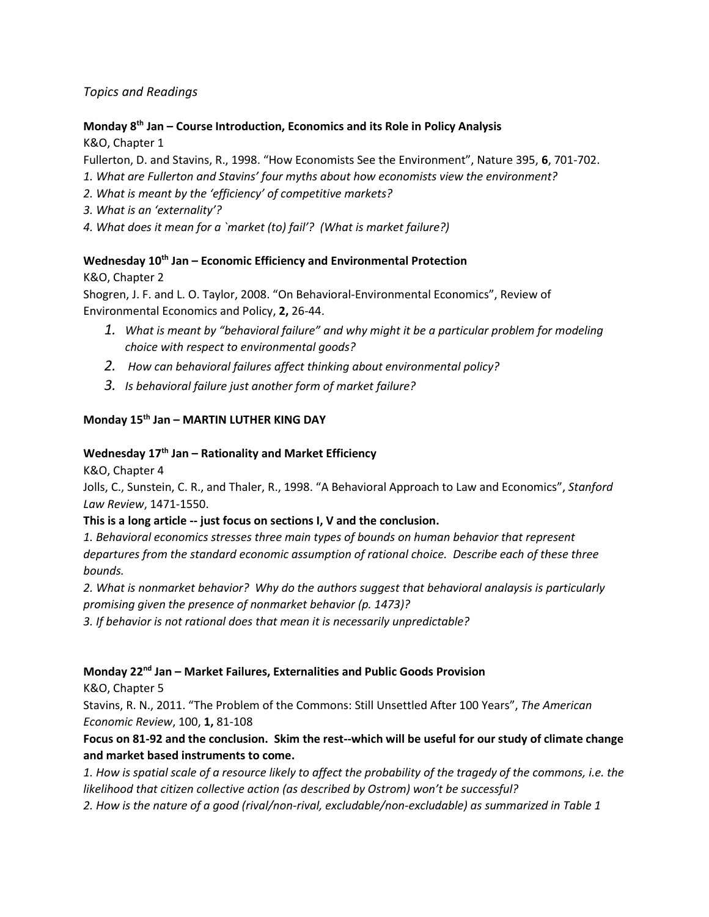*Topics and Readings*

**Monday 8th Jan – Course Introduction, Economics and its Role in Policy Analysis**

K&O, Chapter 1

Fullerton, D. and Stavins, R., 1998. "How Economists See the Environment", Nature 395, **6**, 701-702.

*1. What are Fullerton and Stavins' four myths about how economists view the environment?*

*2. What is meant by the 'efficiency' of competitive markets?*

*3. What is an 'externality'?*

*4. What does it mean for a `market (to) fail'? (What is market failure?)*

**Wednesday 10th Jan – Economic Efficiency and Environmental Protection**

K&O, Chapter 2

Shogren, J. F. and L. O. Taylor, 2008. "On Behavioral-Environmental Economics", Review of Environmental Economics and Policy, **2,** 26-44.

1. *What is meant by "behavioral failure" and why might it be a particular problem for modeling choice with respect to environmental goods?*
2. *How can behavioral failures affect thinking about environmental policy?*
3. *Is behavioral failure just another form of market failure?*

**Monday 15th Jan – MARTIN LUTHER KING DAY**

**Wednesday 17th Jan – Rationality and Market Efficiency**

K&O, Chapter 4

Jolls, C., Sunstein, C. R., and Thaler, R., 1998. "A Behavioral Approach to Law and Economics", *Stanford Law Review*, 1471-1550.

**This is a long article -- just focus on sections I, V and the conclusion.**

*1. Behavioral economics stresses three main types of bounds on human behavior that represent departures from the standard economic assumption of rational choice. Describe each of these three bounds.*

*2. What is nonmarket behavior? Why do the authors suggest that behavioral anlaysis is particularly promising given the presence of nonmarket behavior (p. 1473)?*

*3. If behavior is not rational does that mean it is necessarily unpredictable?*

**Monday 22nd Jan – Market Failures, Externalities and Public Goods Provision**

K&O, Chapter 5

Stavins, R. N., 2011. "The Problem of the Commons: Still Unsettled After 100 Years", *The American Economic Review*, 100, **1,** 81-108

**Focus on 81-92 and the conclusion. Skim the rest--which will be useful for our study of climate change and market based instruments to come.**

*1. How is spatial scale of a resource likely to affect the probability of the tragedy of the commons, i.e. the likelihood that citizen collective action (as described by Ostrom) won't be successful?*

*2. How is the nature of a good (rival/non-rival, excludable/non-excludable) as summarized in Table 1*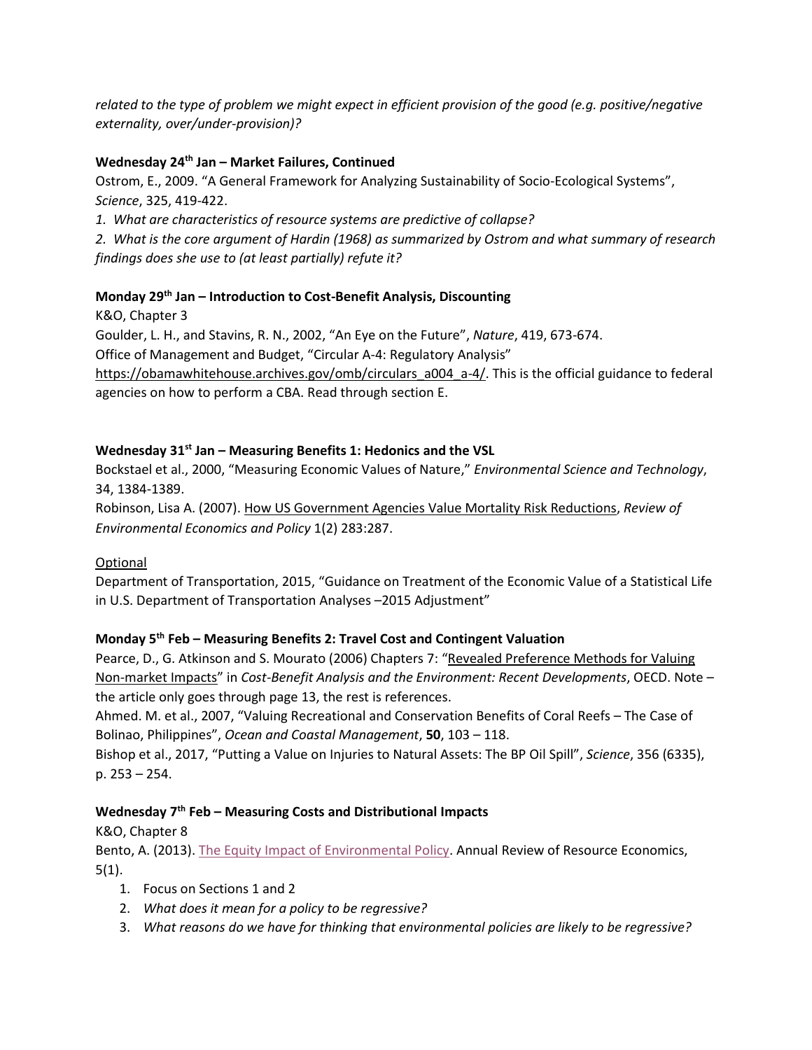*related to the type of problem we might expect in efficient provision of the good (e.g. positive/negative externality, over/under-provision)?*

**Wednesday 24th Jan – Market Failures, Continued**

Ostrom, E., 2009. "A General Framework for Analyzing Sustainability of Socio-Ecological Systems", *Science*, 325, 419-422.

*1. What are characteristics of resource systems are predictive of collapse?*

*2. What is the core argument of Hardin (1968) as summarized by Ostrom and what summary of research findings does she use to (at least partially) refute it?*

**Monday 29th Jan – Introduction to Cost-Benefit Analysis, Discounting**

K&O, Chapter 3

Goulder, L. H., and Stavins, R. N., 2002, "An Eye on the Future", *Nature*, 419, 673-674.

Office of Management and Budget, "Circular A-4: Regulatory Analysis" https://obamawhitehouse.archives.gov/omb/circulars_a004_a-4/. This is the official guidance to federal agencies on how to perform a CBA. Read through section E.

**Wednesday 31st Jan – Measuring Benefits 1: Hedonics and the VSL**

Bockstael et al., 2000, "Measuring Economic Values of Nature," *Environmental Science and Technology*, 34, 1384-1389.

Robinson, Lisa A. (2007). How US Government Agencies Value Mortality Risk Reductions, *Review of Environmental Economics and Policy* 1(2) 283:287.

Optional

Department of Transportation, 2015, "Guidance on Treatment of the Economic Value of a Statistical Life in U.S. Department of Transportation Analyses –2015 Adjustment"

**Monday 5th Feb – Measuring Benefits 2: Travel Cost and Contingent Valuation**

Pearce, D., G. Atkinson and S. Mourato (2006) Chapters 7: "Revealed Preference Methods for Valuing Non-market Impacts" in *Cost-Benefit Analysis and the Environment: Recent Developments*, OECD. Note – the article only goes through page 13, the rest is references.

Ahmed. M. et al., 2007, "Valuing Recreational and Conservation Benefits of Coral Reefs – The Case of Bolinao, Philippines", *Ocean and Coastal Management*, **50**, 103 – 118.

Bishop et al., 2017, "Putting a Value on Injuries to Natural Assets: The BP Oil Spill", *Science*, 356 (6335), p. 253 – 254.

**Wednesday 7th Feb – Measuring Costs and Distributional Impacts**

K&O, Chapter 8

Bento, A. (2013). The Equity Impact of Environmental Policy. Annual Review of Resource Economics, 5(1).

1. Focus on Sections 1 and 2
2. *What does it mean for a policy to be regressive?*
3. *What reasons do we have for thinking that environmental policies are likely to be regressive?*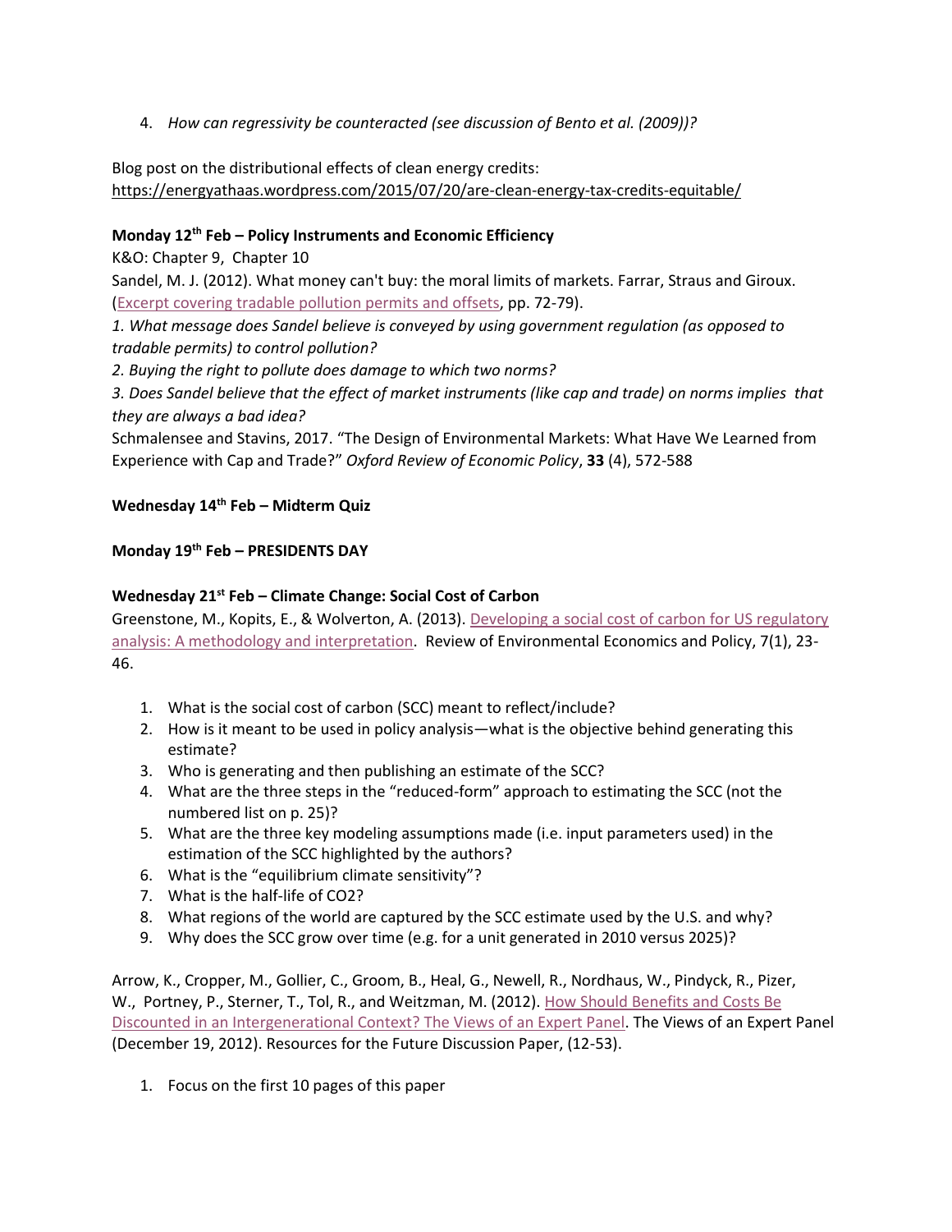4. *How can regressivity be counteracted (see discussion of Bento et al. (2009))?*

Blog post on the distributional effects of clean energy credits:
https://energyathaas.wordpress.com/2015/07/20/are-clean-energy-tax-credits-equitable/

**Monday 12th Feb – Policy Instruments and Economic Efficiency**

K&O: Chapter 9, Chapter 10

Sandel, M. J. (2012). What money can't buy: the moral limits of markets. Farrar, Straus and Giroux. (Excerpt covering tradable pollution permits and offsets, pp. 72-79).

*1. What message does Sandel believe is conveyed by using government regulation (as opposed to tradable permits) to control pollution?*

*2. Buying the right to pollute does damage to which two norms?*

*3. Does Sandel believe that the effect of market instruments (like cap and trade) on norms implies that they are always a bad idea?*

Schmalensee and Stavins, 2017. "The Design of Environmental Markets: What Have We Learned from Experience with Cap and Trade?" *Oxford Review of Economic Policy*, **33** (4), 572-588

**Wednesday 14th Feb – Midterm Quiz**

**Monday 19th Feb – PRESIDENTS DAY**

**Wednesday 21st Feb – Climate Change: Social Cost of Carbon**

Greenstone, M., Kopits, E., & Wolverton, A. (2013). Developing a social cost of carbon for US regulatory analysis: A methodology and interpretation. Review of Environmental Economics and Policy, 7(1), 23-46.

1. What is the social cost of carbon (SCC) meant to reflect/include?
2. How is it meant to be used in policy analysis—what is the objective behind generating this estimate?
3. Who is generating and then publishing an estimate of the SCC?
4. What are the three steps in the "reduced-form" approach to estimating the SCC (not the numbered list on p. 25)?
5. What are the three key modeling assumptions made (i.e. input parameters used) in the estimation of the SCC highlighted by the authors?
6. What is the "equilibrium climate sensitivity"?
7. What is the half-life of $CO_2$?
8. What regions of the world are captured by the SCC estimate used by the U.S. and why?
9. Why does the SCC grow over time (e.g. for a unit generated in 2010 versus 2025)?

Arrow, K., Cropper, M., Gollier, C., Groom, B., Heal, G., Newell, R., Nordhaus, W., Pindyck, R., Pizer, W., Portney, P., Sterner, T., Tol, R., and Weitzman, M. (2012). How Should Benefits and Costs Be Discounted in an Intergenerational Context? The Views of an Expert Panel. The Views of an Expert Panel (December 19, 2012). Resources for the Future Discussion Paper, (12-53).

1. Focus on the first 10 pages of this paper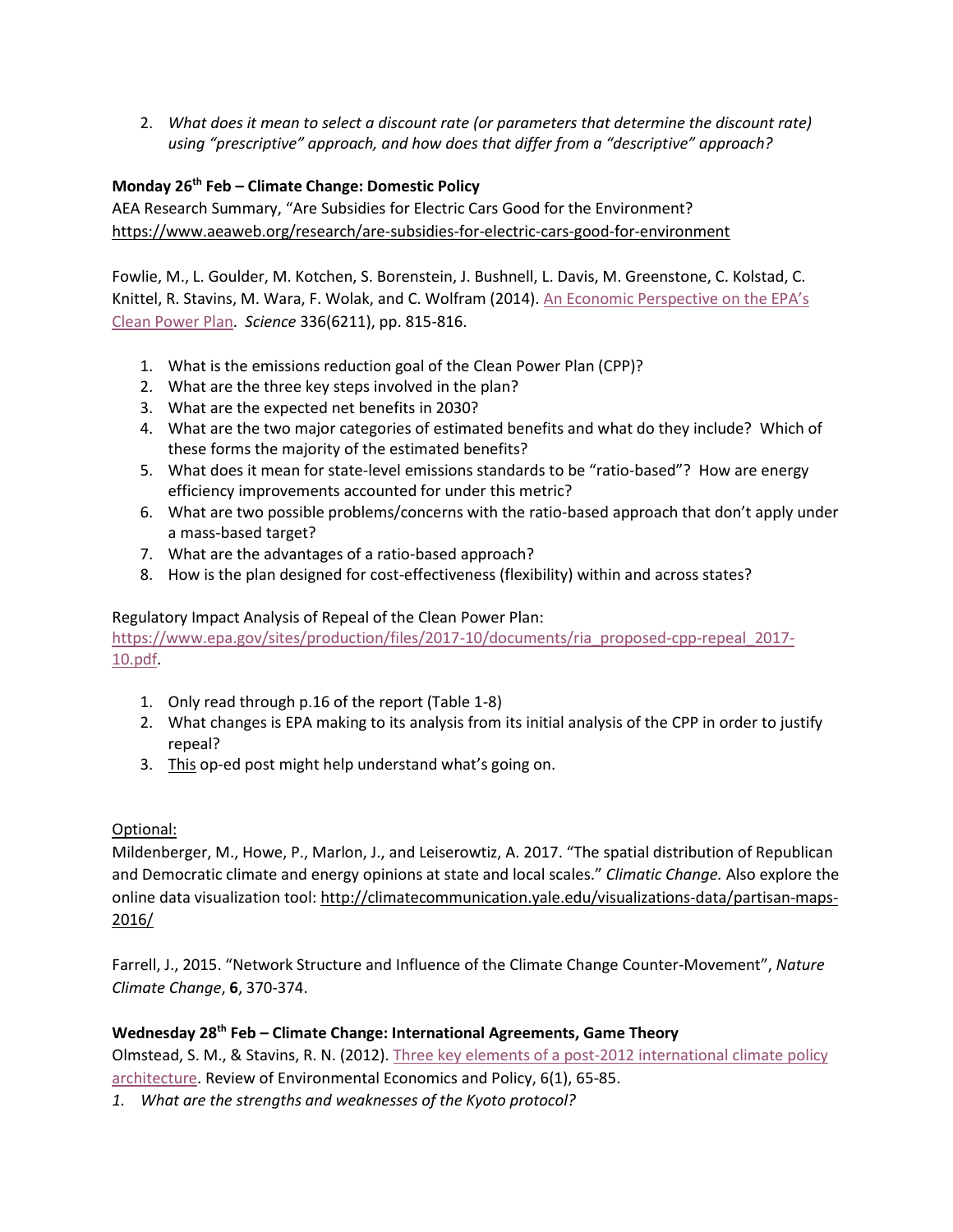2. *What does it mean to select a discount rate (or parameters that determine the discount rate) using "prescriptive" approach, and how does that differ from a "descriptive" approach?*

**Monday 26th Feb – Climate Change: Domestic Policy**

AEA Research Summary, "Are Subsidies for Electric Cars Good for the Environment? https://www.aeaweb.org/research/are-subsidies-for-electric-cars-good-for-environment

Fowlie, M., L. Goulder, M. Kotchen, S. Borenstein, J. Bushnell, L. Davis, M. Greenstone, C. Kolstad, C. Knittel, R. Stavins, M. Wara, F. Wolak, and C. Wolfram (2014). An Economic Perspective on the EPA's Clean Power Plan. *Science* 336(6211), pp. 815-816.

1. What is the emissions reduction goal of the Clean Power Plan (CPP)?
2. What are the three key steps involved in the plan?
3. What are the expected net benefits in 2030?
4. What are the two major categories of estimated benefits and what do they include? Which of these forms the majority of the estimated benefits?
5. What does it mean for state-level emissions standards to be "ratio-based"? How are energy efficiency improvements accounted for under this metric?
6. What are two possible problems/concerns with the ratio-based approach that don't apply under a mass-based target?
7. What are the advantages of a ratio-based approach?
8. How is the plan designed for cost-effectiveness (flexibility) within and across states?

Regulatory Impact Analysis of Repeal of the Clean Power Plan: https://www.epa.gov/sites/production/files/2017-10/documents/ria_proposed-cpp-repeal_2017-10.pdf.

1. Only read through p.16 of the report (Table 1-8)
2. What changes is EPA making to its analysis from its initial analysis of the CPP in order to justify repeal?
3. This op-ed post might help understand what's going on.

Optional:

Mildenberger, M., Howe, P., Marlon, J., and Leiserowtiz, A. 2017. "The spatial distribution of Republican and Democratic climate and energy opinions at state and local scales." *Climatic Change.* Also explore the online data visualization tool: http://climatecommunication.yale.edu/visualizations-data/partisan-maps-2016/

Farrell, J., 2015. "Network Structure and Influence of the Climate Change Counter-Movement", *Nature Climate Change*, **6**, 370-374.

**Wednesday 28th Feb – Climate Change: International Agreements, Game Theory**

Olmstead, S. M., & Stavins, R. N. (2012). Three key elements of a post-2012 international climate policy architecture. Review of Environmental Economics and Policy, 6(1), 65-85.

1. *What are the strengths and weaknesses of the Kyoto protocol?*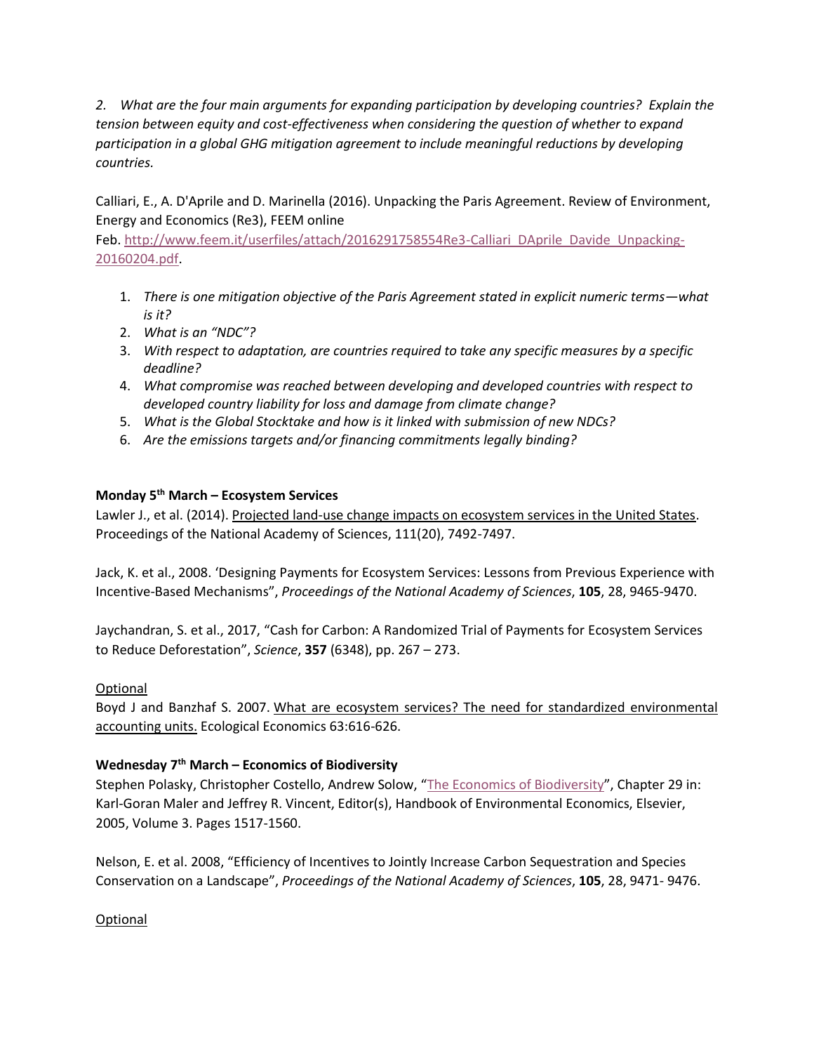*2. What are the four main arguments for expanding participation by developing countries? Explain the tension between equity and cost-effectiveness when considering the question of whether to expand participation in a global GHG mitigation agreement to include meaningful reductions by developing countries.*

Calliari, E., A. D'Aprile and D. Marinella (2016). Unpacking the Paris Agreement. Review of Environment, Energy and Economics (Re3), FEEM online Feb. http://www.feem.it/userfiles/attach/2016291758554Re3-Calliari_DAprile_Davide_Unpacking-20160204.pdf.

1. *There is one mitigation objective of the Paris Agreement stated in explicit numeric terms—what is it?*
2. *What is an "NDC"?*
3. *With respect to adaptation, are countries required to take any specific measures by a specific deadline?*
4. *What compromise was reached between developing and developed countries with respect to developed country liability for loss and damage from climate change?*
5. *What is the Global Stocktake and how is it linked with submission of new NDCs?*
6. *Are the emissions targets and/or financing commitments legally binding?*

**Monday 5th March – Ecosystem Services**

Lawler J., et al. (2014). Projected land-use change impacts on ecosystem services in the United States. Proceedings of the National Academy of Sciences, 111(20), 7492-7497.

Jack, K. et al., 2008. 'Designing Payments for Ecosystem Services: Lessons from Previous Experience with Incentive-Based Mechanisms", *Proceedings of the National Academy of Sciences*, **105**, 28, 9465-9470.

Jaychandran, S. et al., 2017, "Cash for Carbon: A Randomized Trial of Payments for Ecosystem Services to Reduce Deforestation", *Science*, **357** (6348), pp. 267 – 273.

Optional

Boyd J and Banzhaf S. 2007. What are ecosystem services? The need for standardized environmental accounting units. Ecological Economics 63:616-626.

**Wednesday 7th March – Economics of Biodiversity**

Stephen Polasky, Christopher Costello, Andrew Solow, "The Economics of Biodiversity", Chapter 29 in: Karl-Goran Maler and Jeffrey R. Vincent, Editor(s), Handbook of Environmental Economics, Elsevier, 2005, Volume 3. Pages 1517-1560.

Nelson, E. et al. 2008, "Efficiency of Incentives to Jointly Increase Carbon Sequestration and Species Conservation on a Landscape", *Proceedings of the National Academy of Sciences*, **105**, 28, 9471- 9476.

Optional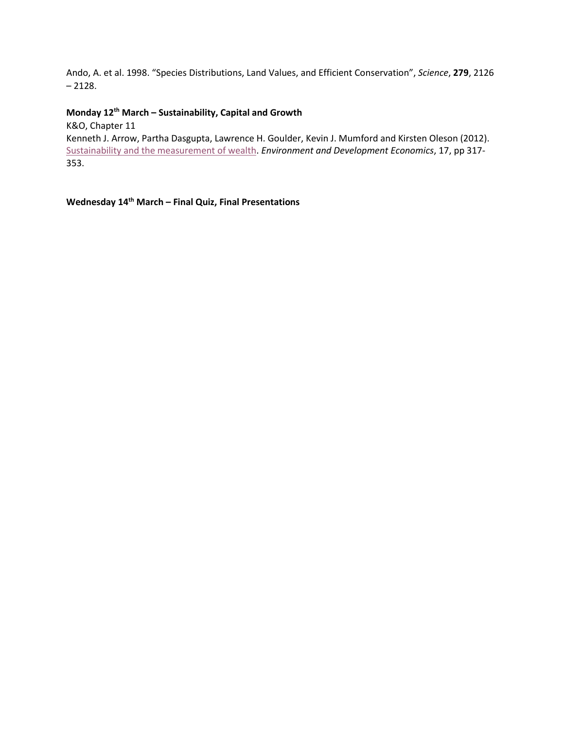Ando, A. et al. 1998. “Species Distributions, Land Values, and Efficient Conservation”, *Science*, **279**, 2126 – 2128.

**Monday 12th March – Sustainability, Capital and Growth**

K&O, Chapter 11

Kenneth J. Arrow, Partha Dasgupta, Lawrence H. Goulder, Kevin J. Mumford and Kirsten Oleson (2012). Sustainability and the measurement of wealth. *Environment and Development Economics*, 17, pp 317-353.

**Wednesday 14th March – Final Quiz, Final Presentations**